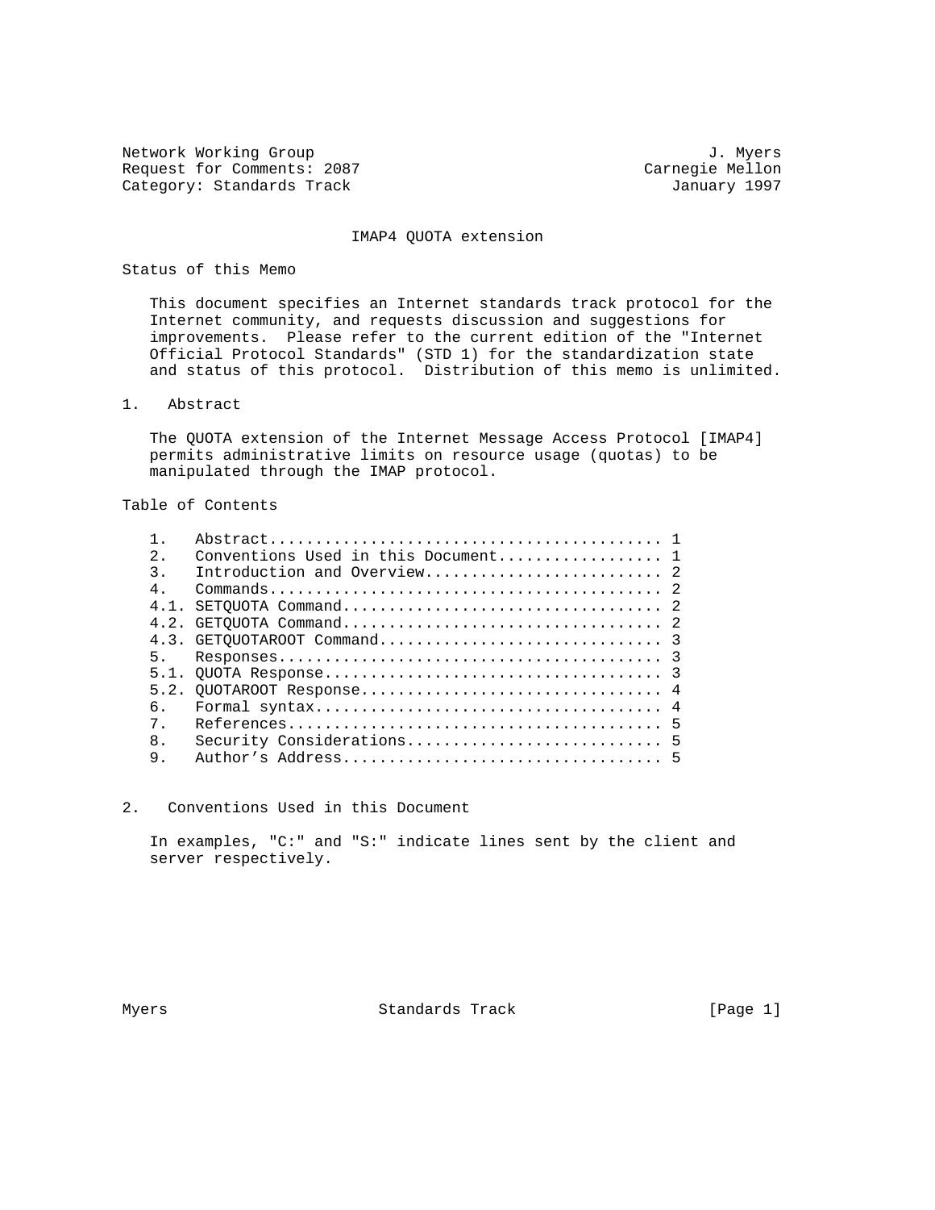Network Working Group                                          J. Myers
Request for Comments: 2087                              Carnegie Mellon
Category: Standards Track                                  January 1997

# IMAP4 QUOTA extension

## Status of this Memo

This document specifies an Internet standards track protocol for the Internet community, and requests discussion and suggestions for improvements. Please refer to the current edition of the "Internet Official Protocol Standards" (STD 1) for the standardization state and status of this protocol. Distribution of this memo is unlimited.

## 1. Abstract

The QUOTA extension of the Internet Message Access Protocol [IMAP4] permits administrative limits on resource usage (quotas) to be manipulated through the IMAP protocol.

## Table of Contents

```
1.   Abstract........................................... 1
2.   Conventions Used in this Document.................. 1
3.   Introduction and Overview.......................... 2
4.   Commands........................................... 2
4.1. SETQUOTA Command................................... 2
4.2. GETQUOTA Command................................... 2
4.3. GETQUOTAROOT Command............................... 3
5.   Responses.......................................... 3
5.1. QUOTA Response..................................... 3
5.2. QUOTAROOT Response................................. 4
6.   Formal syntax...................................... 4
7.   References......................................... 5
8.   Security Considerations............................ 5
9.   Author's Address................................... 5
```

## 2. Conventions Used in this Document

In examples, "C:" and "S:" indicate lines sent by the client and server respectively.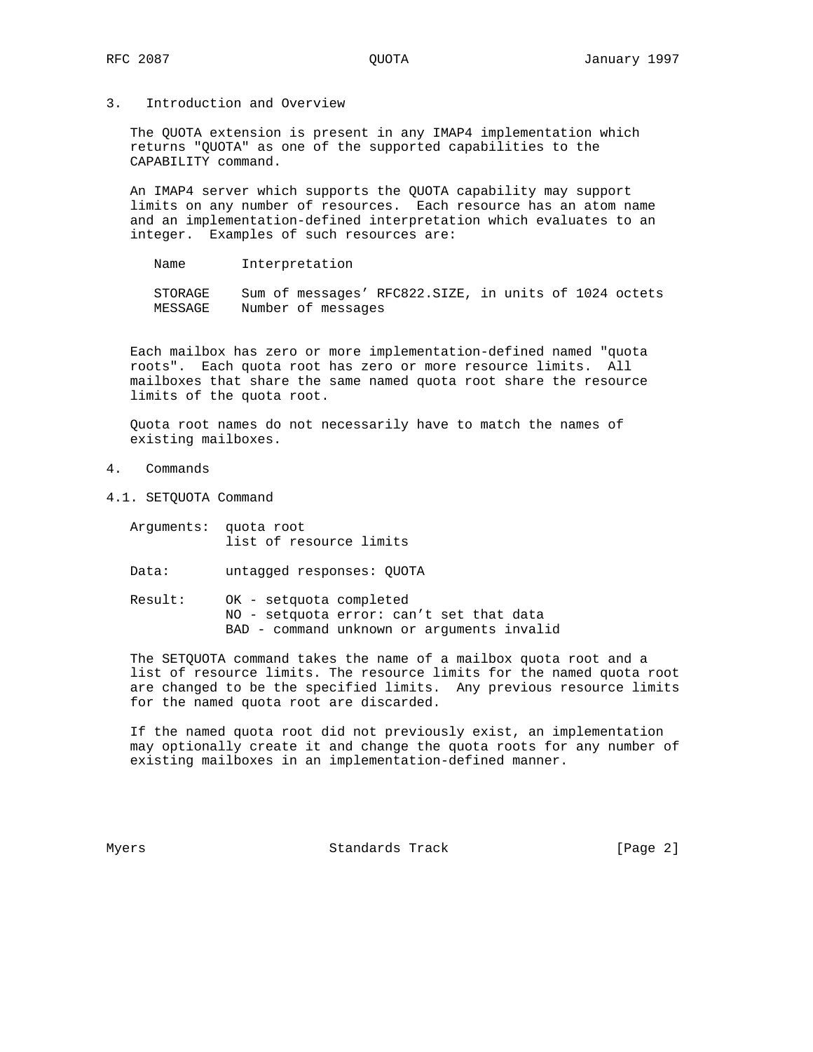## 3. Introduction and Overview

The QUOTA extension is present in any IMAP4 implementation which returns "QUOTA" as one of the supported capabilities to the CAPABILITY command.

An IMAP4 server which supports the QUOTA capability may support limits on any number of resources. Each resource has an atom name and an implementation-defined interpretation which evaluates to an integer. Examples of such resources are:

| Name | Interpretation |
|---|---|
| STORAGE | Sum of messages' RFC822.SIZE, in units of 1024 octets |
| MESSAGE | Number of messages |

Each mailbox has zero or more implementation-defined named "quota roots". Each quota root has zero or more resource limits. All mailboxes that share the same named quota root share the resource limits of the quota root.

Quota root names do not necessarily have to match the names of existing mailboxes.

## 4. Commands

### 4.1. SETQUOTA Command

```
Arguments:  quota root
            list of resource limits

Data:       untagged responses: QUOTA

Result:     OK - setquota completed
            NO - setquota error: can't set that data
            BAD - command unknown or arguments invalid
```

The SETQUOTA command takes the name of a mailbox quota root and a list of resource limits. The resource limits for the named quota root are changed to be the specified limits. Any previous resource limits for the named quota root are discarded.

If the named quota root did not previously exist, an implementation may optionally create it and change the quota roots for any number of existing mailboxes in an implementation-defined manner.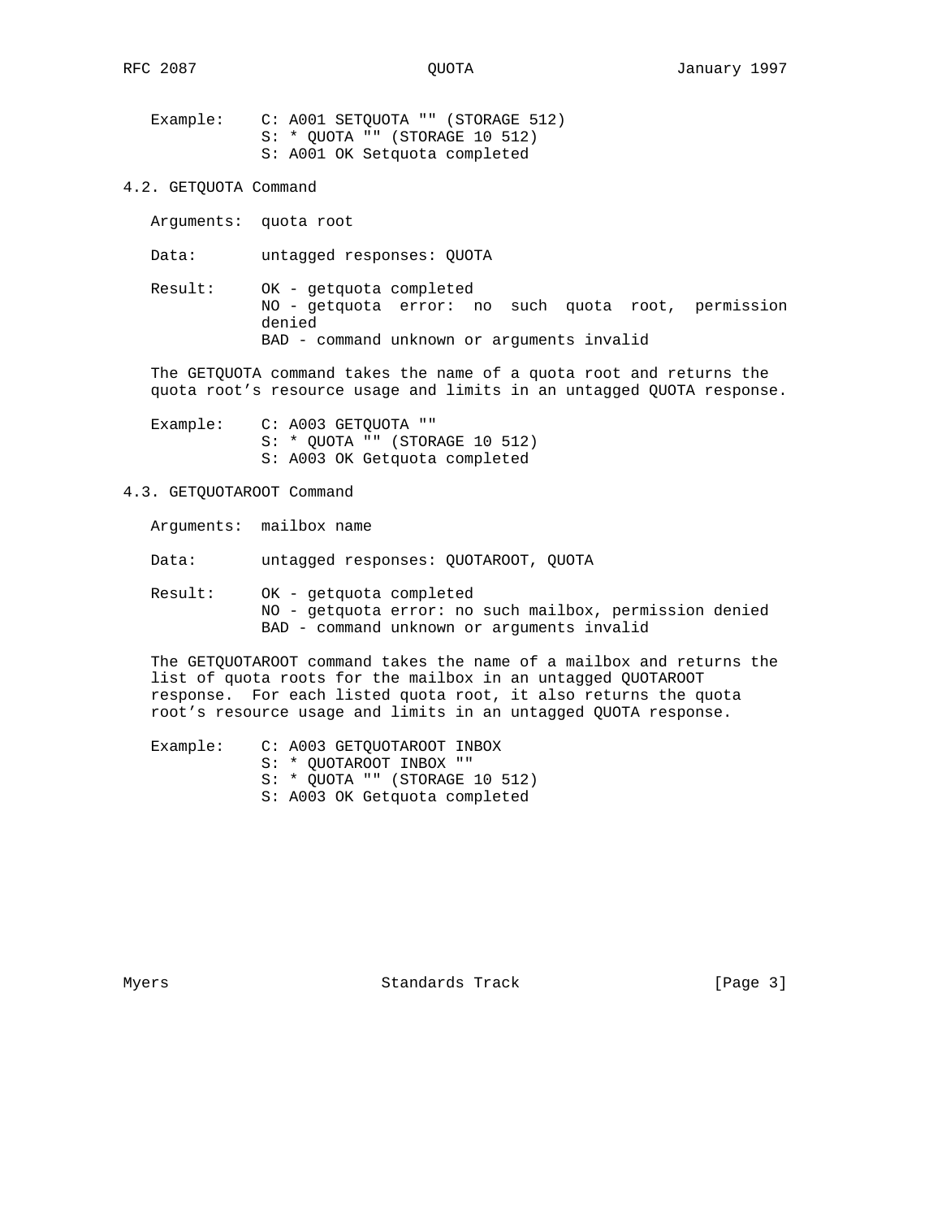Example:

```
C: A001 SETQUOTA "" (STORAGE 512)
S: * QUOTA "" (STORAGE 10 512)
S: A001 OK Setquota completed
```

## 4.2. GETQUOTA Command

Arguments: quota root

Data: untagged responses: QUOTA

Result:
- OK - getquota completed
- NO - getquota error: no such quota root, permission denied
- BAD - command unknown or arguments invalid

The GETQUOTA command takes the name of a quota root and returns the quota root's resource usage and limits in an untagged QUOTA response.

Example:

```
C: A003 GETQUOTA ""
S: * QUOTA "" (STORAGE 10 512)
S: A003 OK Getquota completed
```

## 4.3. GETQUOTAROOT Command

Arguments: mailbox name

Data: untagged responses: QUOTAROOT, QUOTA

Result:
- OK - getquota completed
- NO - getquota error: no such mailbox, permission denied
- BAD - command unknown or arguments invalid

The GETQUOTAROOT command takes the name of a mailbox and returns the list of quota roots for the mailbox in an untagged QUOTAROOT response. For each listed quota root, it also returns the quota root's resource usage and limits in an untagged QUOTA response.

Example:

```
C: A003 GETQUOTAROOT INBOX
S: * QUOTAROOT INBOX ""
S: * QUOTA "" (STORAGE 10 512)
S: A003 OK Getquota completed
```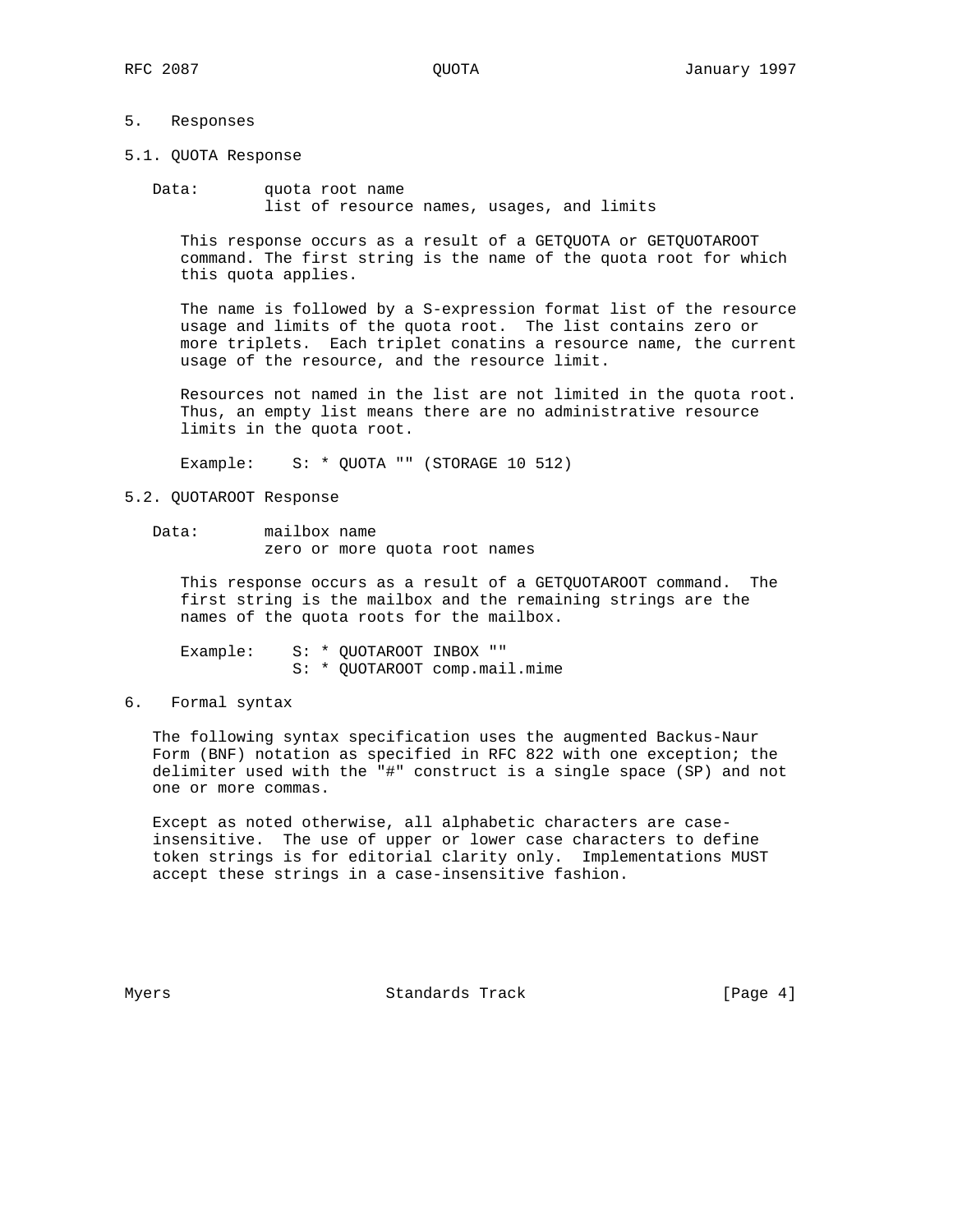## 5. Responses

### 5.1. QUOTA Response

Data: quota root name
list of resource names, usages, and limits

This response occurs as a result of a GETQUOTA or GETQUOTAROOT command. The first string is the name of the quota root for which this quota applies.

The name is followed by a S-expression format list of the resource usage and limits of the quota root. The list contains zero or more triplets. Each triplet conatins a resource name, the current usage of the resource, and the resource limit.

Resources not named in the list are not limited in the quota root. Thus, an empty list means there are no administrative resource limits in the quota root.

```
Example:    S: * QUOTA "" (STORAGE 10 512)
```

### 5.2. QUOTAROOT Response

Data: mailbox name
zero or more quota root names

This response occurs as a result of a GETQUOTAROOT command. The first string is the mailbox and the remaining strings are the names of the quota roots for the mailbox.

```
Example:    S: * QUOTAROOT INBOX ""
            S: * QUOTAROOT comp.mail.mime
```

## 6. Formal syntax

The following syntax specification uses the augmented Backus-Naur Form (BNF) notation as specified in RFC 822 with one exception; the delimiter used with the "#" construct is a single space (SP) and not one or more commas.

Except as noted otherwise, all alphabetic characters are case-insensitive. The use of upper or lower case characters to define token strings is for editorial clarity only. Implementations MUST accept these strings in a case-insensitive fashion.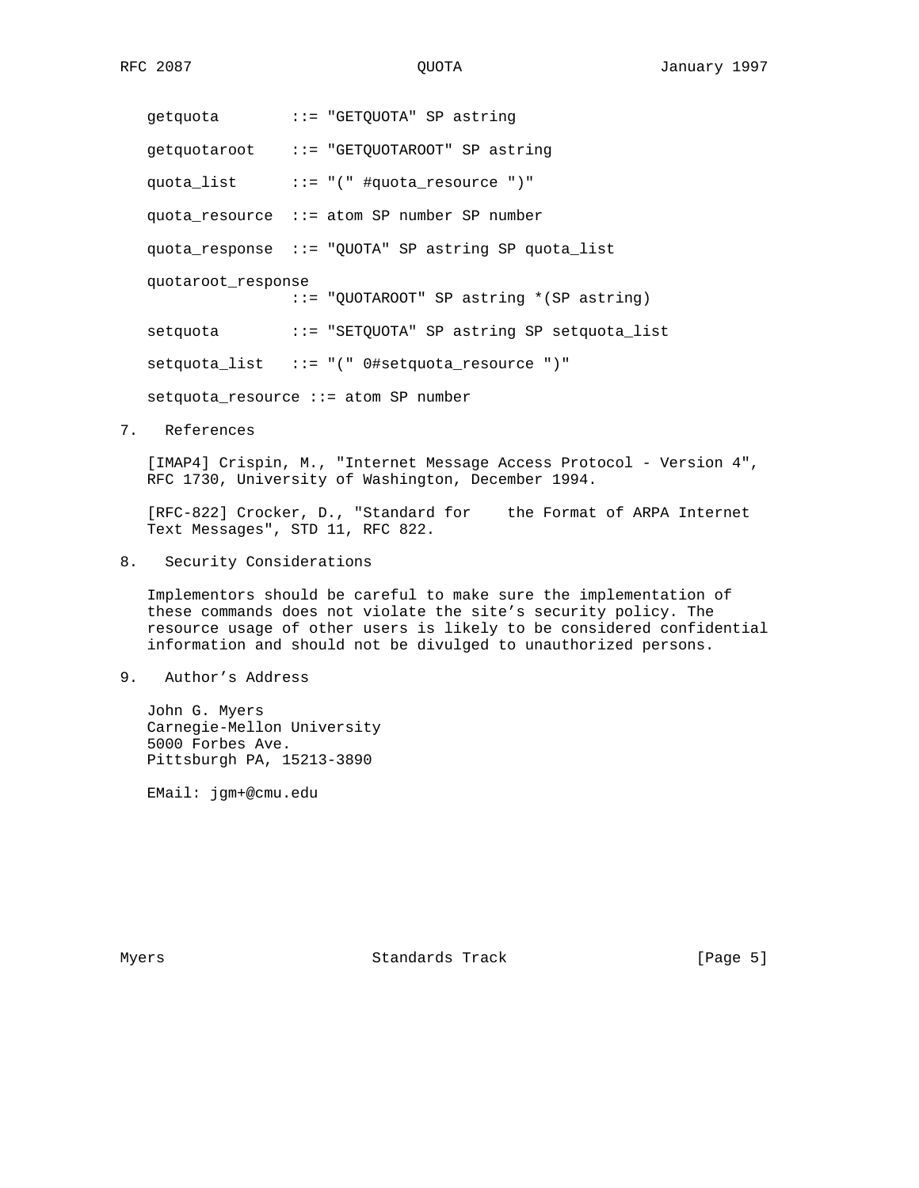```
getquota        ::= "GETQUOTA" SP astring

getquotaroot    ::= "GETQUOTAROOT" SP astring

quota_list      ::= "(" #quota_resource ")"

quota_resource  ::= atom SP number SP number

quota_response  ::= "QUOTA" SP astring SP quota_list

quotaroot_response
                ::= "QUOTAROOT" SP astring *(SP astring)

setquota        ::= "SETQUOTA" SP astring SP setquota_list

setquota_list   ::= "(" 0#setquota_resource ")"

setquota_resource ::= atom SP number
```

## 7. References

[IMAP4] Crispin, M., "Internet Message Access Protocol - Version 4", RFC 1730, University of Washington, December 1994.

[RFC-822] Crocker, D., "Standard for the Format of ARPA Internet Text Messages", STD 11, RFC 822.

## 8. Security Considerations

Implementors should be careful to make sure the implementation of these commands does not violate the site's security policy. The resource usage of other users is likely to be considered confidential information and should not be divulged to unauthorized persons.

## 9. Author's Address

John G. Myers
Carnegie-Mellon University
5000 Forbes Ave.
Pittsburgh PA, 15213-3890

EMail: jgm+@cmu.edu